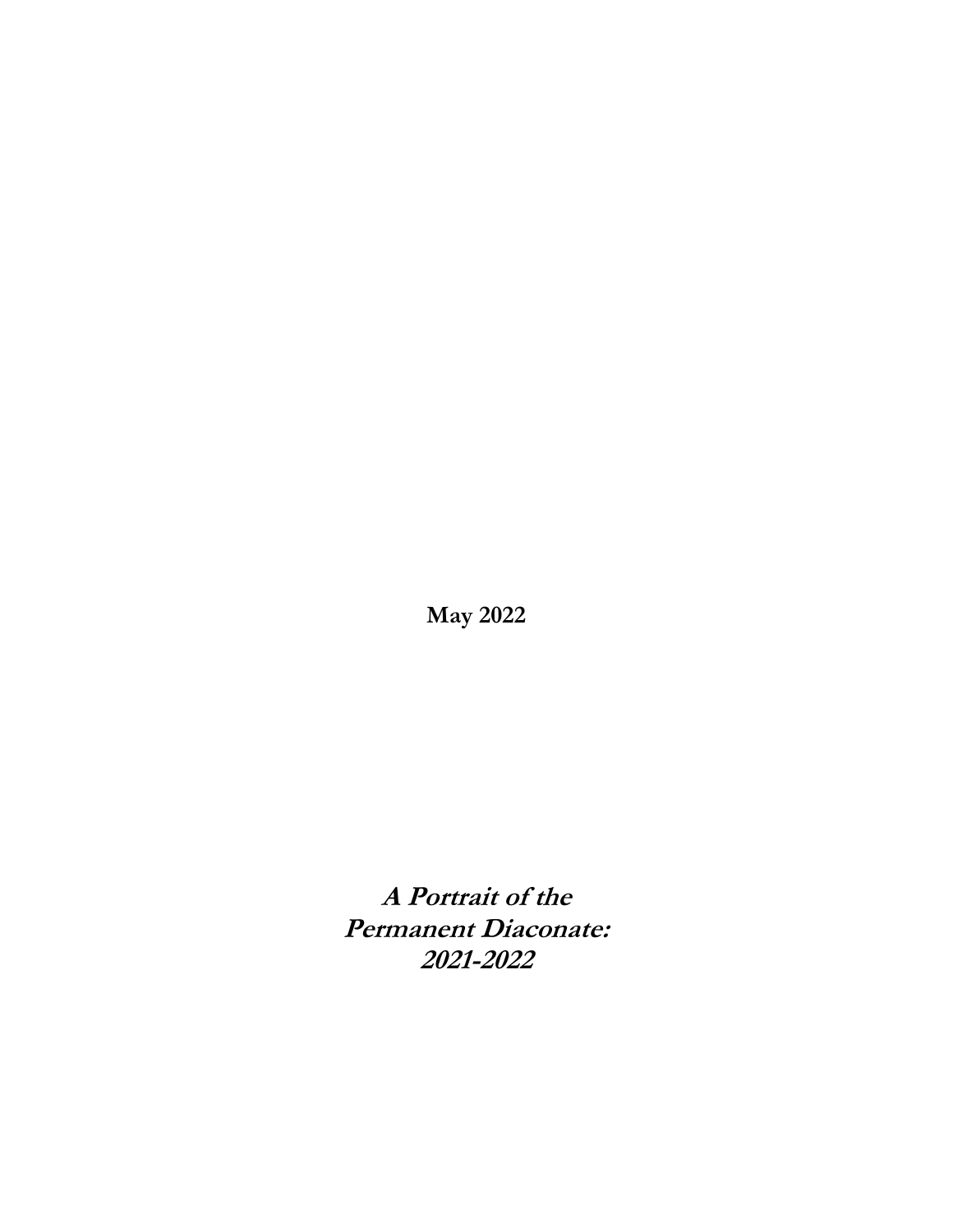**May 2022**

# *A Portrait of the Permanent Diaconate: 2021-2022*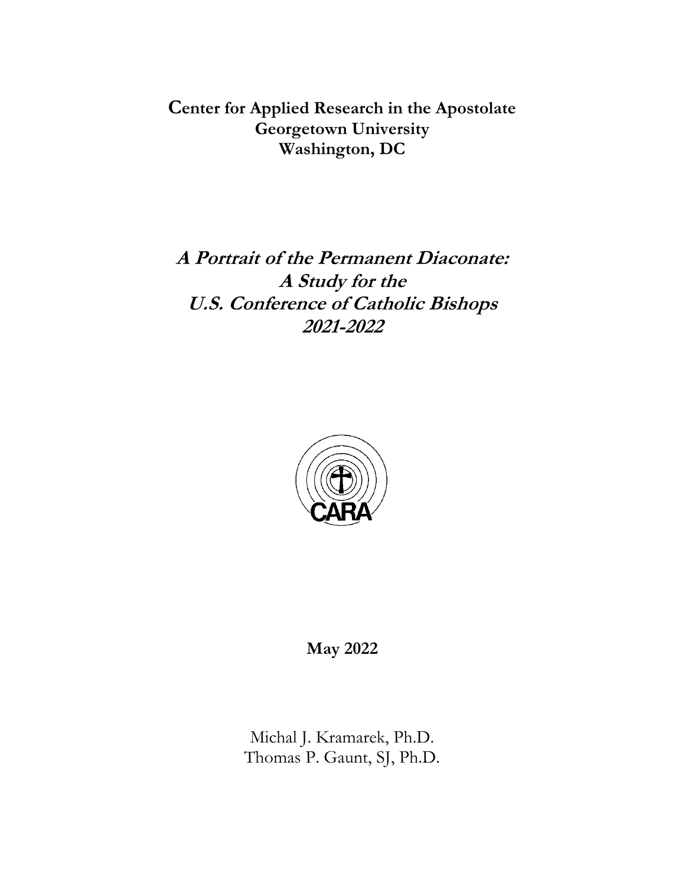**Center for Applied Research in the Apostolate**
**Georgetown University**
**Washington, DC**

# *A Portrait of the Permanent Diaconate: A Study for the U.S. Conference of Catholic Bishops 2021-2022*

CARA

**May 2022**

Michal J. Kramarek, Ph.D.
Thomas P. Gaunt, SJ, Ph.D.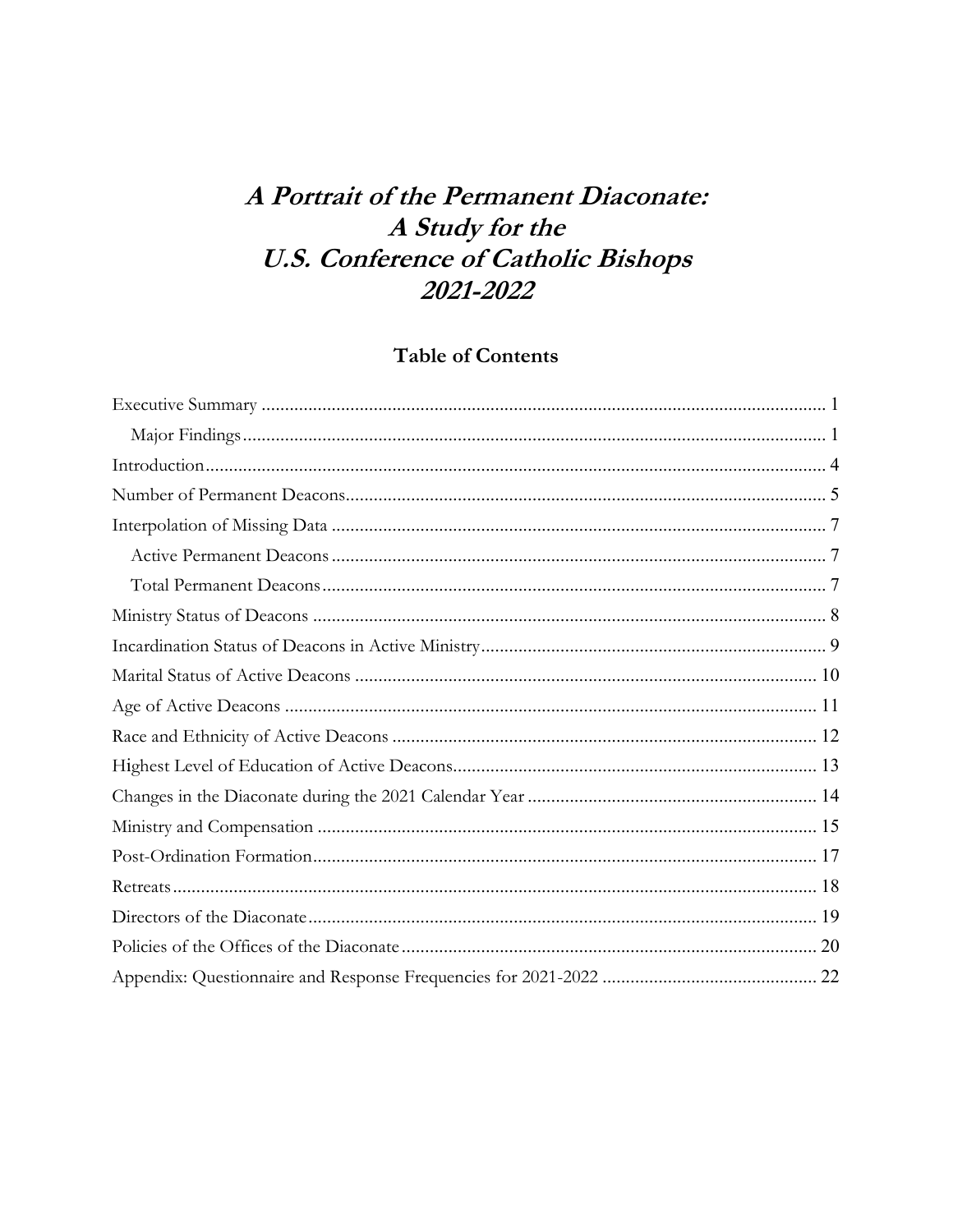# *A Portrait of the Permanent Diaconate: A Study for the U.S. Conference of Catholic Bishops 2021-2022*

## Table of Contents

Executive Summary ........................................................................................................ 1
  Major Findings ........................................................................................................... 1
Introduction .................................................................................................................... 4
Number of Permanent Deacons ...................................................................................... 5
Interpolation of Missing Data ......................................................................................... 7
  Active Permanent Deacons ......................................................................................... 7
  Total Permanent Deacons ........................................................................................... 7
Ministry Status of Deacons ............................................................................................. 8
Incardination Status of Deacons in Active Ministry ........................................................ 9
Marital Status of Active Deacons .................................................................................. 10
Age of Active Deacons .................................................................................................. 11
Race and Ethnicity of Active Deacons .......................................................................... 12
Highest Level of Education of Active Deacons .............................................................. 13
Changes in the Diaconate during the 2021 Calendar Year ............................................. 14
Ministry and Compensation .......................................................................................... 15
Post-Ordination Formation ............................................................................................ 17
Retreats ......................................................................................................................... 18
Directors of the Diaconate ............................................................................................ 19
Policies of the Offices of the Diaconate ........................................................................ 20
Appendix: Questionnaire and Response Frequencies for 2021-2022 .............................. 22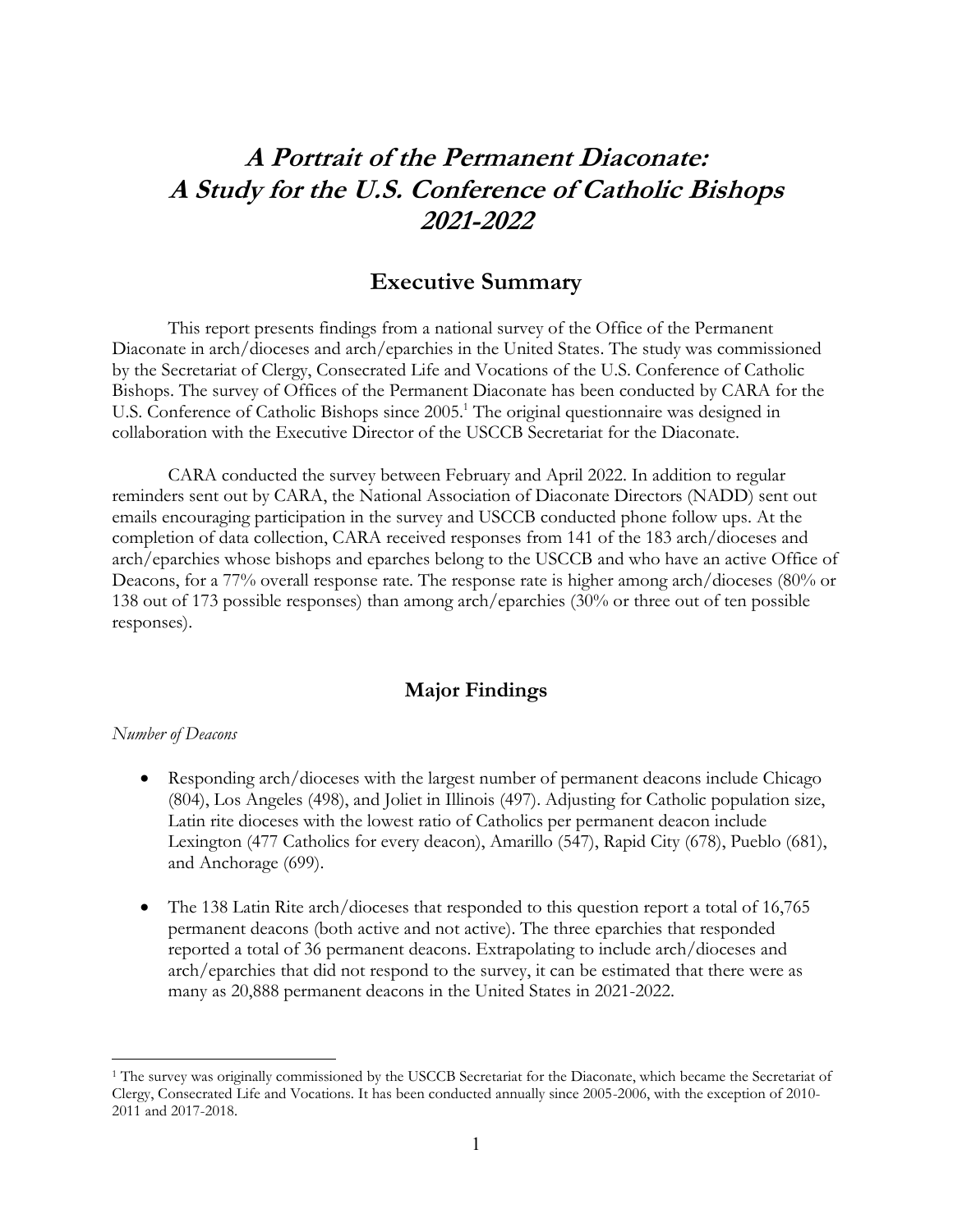# *A Portrait of the Permanent Diaconate: A Study for the U.S. Conference of Catholic Bishops 2021-2022*

## Executive Summary

This report presents findings from a national survey of the Office of the Permanent Diaconate in arch/dioceses and arch/eparchies in the United States. The study was commissioned by the Secretariat of Clergy, Consecrated Life and Vocations of the U.S. Conference of Catholic Bishops. The survey of Offices of the Permanent Diaconate has been conducted by CARA for the U.S. Conference of Catholic Bishops since 2005.[1] The original questionnaire was designed in collaboration with the Executive Director of the USCCB Secretariat for the Diaconate.

CARA conducted the survey between February and April 2022. In addition to regular reminders sent out by CARA, the National Association of Diaconate Directors (NADD) sent out emails encouraging participation in the survey and USCCB conducted phone follow ups. At the completion of data collection, CARA received responses from 141 of the 183 arch/dioceses and arch/eparchies whose bishops and eparches belong to the USCCB and who have an active Office of Deacons, for a 77% overall response rate. The response rate is higher among arch/dioceses (80% or 138 out of 173 possible responses) than among arch/eparchies (30% or three out of ten possible responses).

## Major Findings

*Number of Deacons*

- Responding arch/dioceses with the largest number of permanent deacons include Chicago (804), Los Angeles (498), and Joliet in Illinois (497). Adjusting for Catholic population size, Latin rite dioceses with the lowest ratio of Catholics per permanent deacon include Lexington (477 Catholics for every deacon), Amarillo (547), Rapid City (678), Pueblo (681), and Anchorage (699).

- The 138 Latin Rite arch/dioceses that responded to this question report a total of 16,765 permanent deacons (both active and not active). The three eparchies that responded reported a total of 36 permanent deacons. Extrapolating to include arch/dioceses and arch/eparchies that did not respond to the survey, it can be estimated that there were as many as 20,888 permanent deacons in the United States in 2021-2022.

[1] The survey was originally commissioned by the USCCB Secretariat for the Diaconate, which became the Secretariat of Clergy, Consecrated Life and Vocations. It has been conducted annually since 2005-2006, with the exception of 2010-2011 and 2017-2018.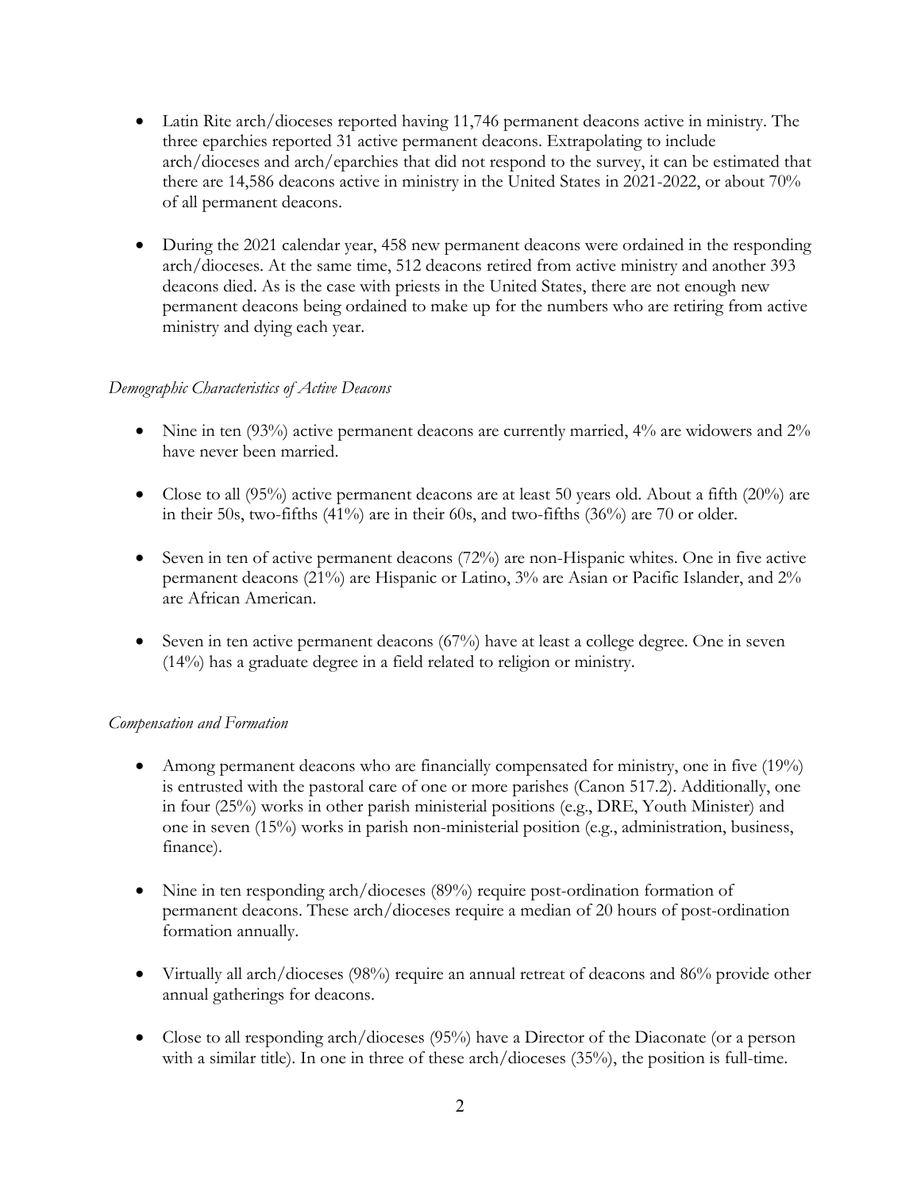- Latin Rite arch/dioceses reported having 11,746 permanent deacons active in ministry. The three eparchies reported 31 active permanent deacons. Extrapolating to include arch/dioceses and arch/eparchies that did not respond to the survey, it can be estimated that there are 14,586 deacons active in ministry in the United States in 2021-2022, or about 70% of all permanent deacons.

- During the 2021 calendar year, 458 new permanent deacons were ordained in the responding arch/dioceses. At the same time, 512 deacons retired from active ministry and another 393 deacons died. As is the case with priests in the United States, there are not enough new permanent deacons being ordained to make up for the numbers who are retiring from active ministry and dying each year.

*Demographic Characteristics of Active Deacons*

- Nine in ten (93%) active permanent deacons are currently married, 4% are widowers and 2% have never been married.

- Close to all (95%) active permanent deacons are at least 50 years old. About a fifth (20%) are in their 50s, two-fifths (41%) are in their 60s, and two-fifths (36%) are 70 or older.

- Seven in ten of active permanent deacons (72%) are non-Hispanic whites. One in five active permanent deacons (21%) are Hispanic or Latino, 3% are Asian or Pacific Islander, and 2% are African American.

- Seven in ten active permanent deacons (67%) have at least a college degree. One in seven (14%) has a graduate degree in a field related to religion or ministry.

*Compensation and Formation*

- Among permanent deacons who are financially compensated for ministry, one in five (19%) is entrusted with the pastoral care of one or more parishes (Canon 517.2). Additionally, one in four (25%) works in other parish ministerial positions (e.g., DRE, Youth Minister) and one in seven (15%) works in parish non-ministerial position (e.g., administration, business, finance).

- Nine in ten responding arch/dioceses (89%) require post-ordination formation of permanent deacons. These arch/dioceses require a median of 20 hours of post-ordination formation annually.

- Virtually all arch/dioceses (98%) require an annual retreat of deacons and 86% provide other annual gatherings for deacons.

- Close to all responding arch/dioceses (95%) have a Director of the Diaconate (or a person with a similar title). In one in three of these arch/dioceses (35%), the position is full-time.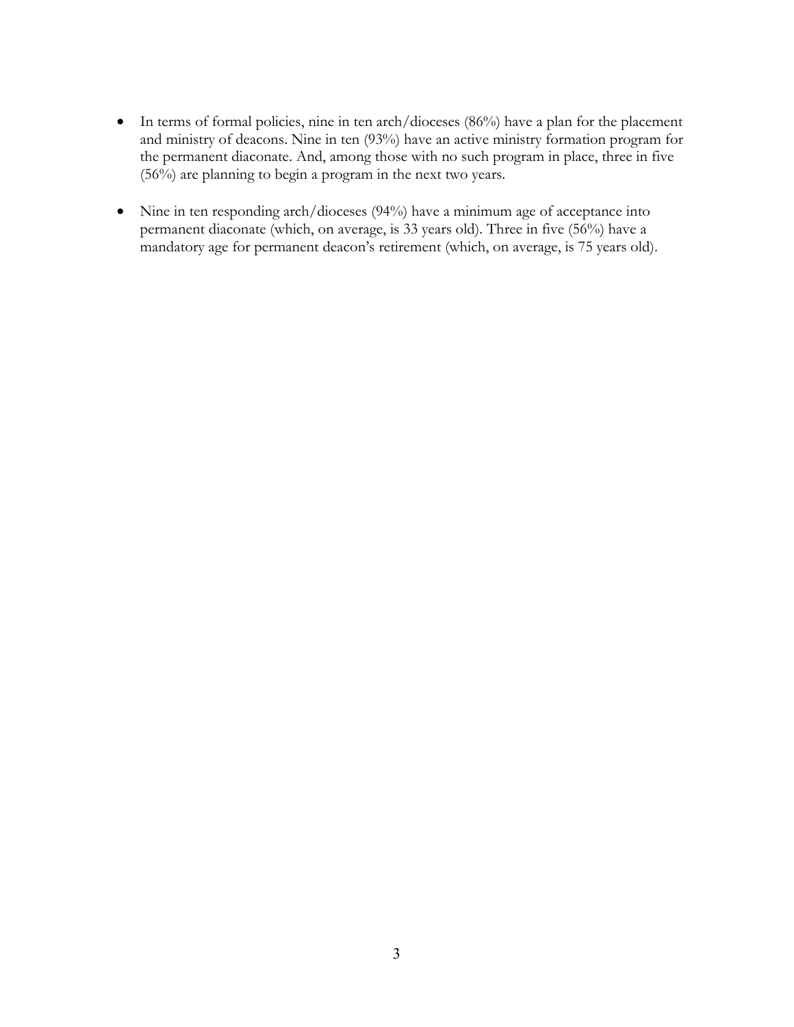- In terms of formal policies, nine in ten arch/dioceses (86%) have a plan for the placement and ministry of deacons. Nine in ten (93%) have an active ministry formation program for the permanent diaconate. And, among those with no such program in place, three in five (56%) are planning to begin a program in the next two years.
- Nine in ten responding arch/dioceses (94%) have a minimum age of acceptance into permanent diaconate (which, on average, is 33 years old). Three in five (56%) have a mandatory age for permanent deacon's retirement (which, on average, is 75 years old).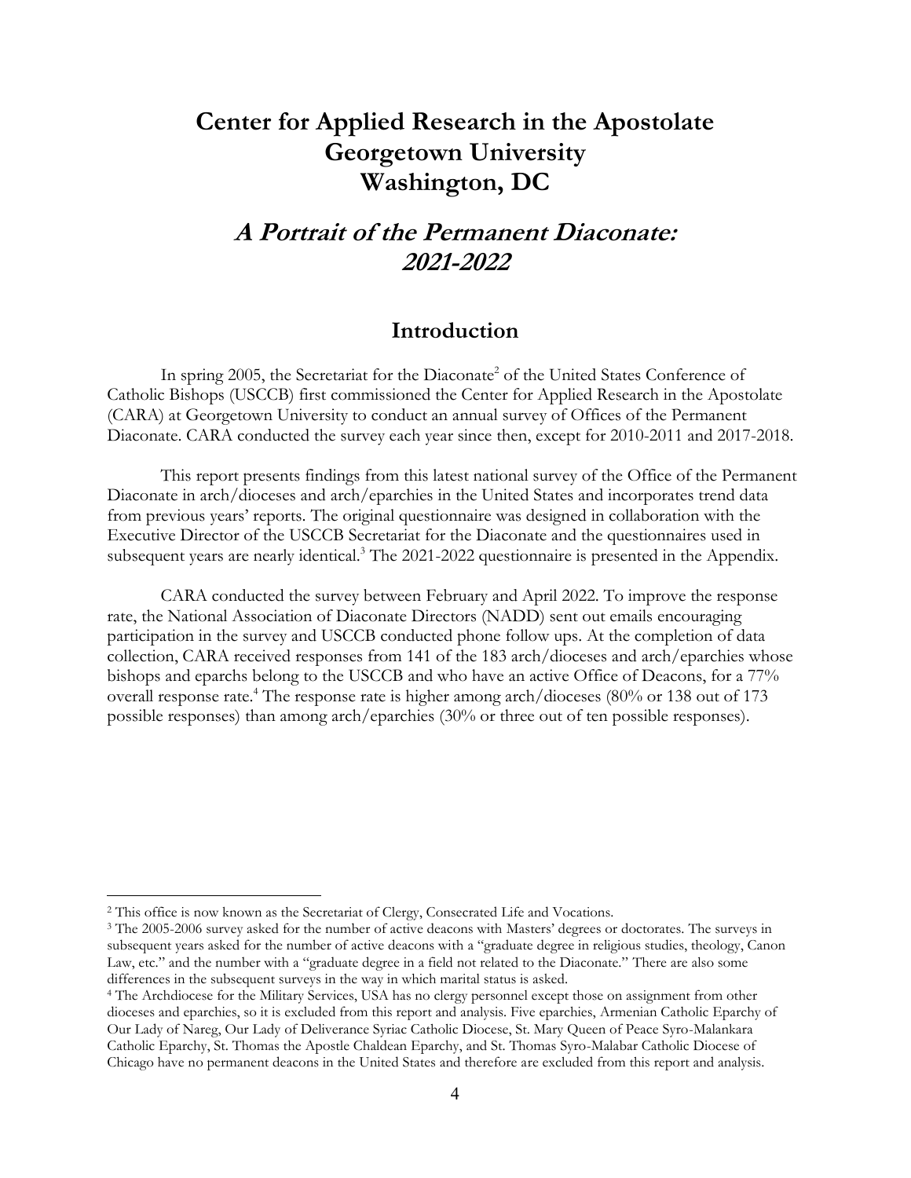# Center for Applied Research in the Apostolate
# Georgetown University
# Washington, DC

## *A Portrait of the Permanent Diaconate: 2021-2022*

## Introduction

In spring 2005, the Secretariat for the Diaconate[2] of the United States Conference of Catholic Bishops (USCCB) first commissioned the Center for Applied Research in the Apostolate (CARA) at Georgetown University to conduct an annual survey of Offices of the Permanent Diaconate. CARA conducted the survey each year since then, except for 2010-2011 and 2017-2018.

This report presents findings from this latest national survey of the Office of the Permanent Diaconate in arch/dioceses and arch/eparchies in the United States and incorporates trend data from previous years' reports. The original questionnaire was designed in collaboration with the Executive Director of the USCCB Secretariat for the Diaconate and the questionnaires used in subsequent years are nearly identical.[3] The 2021-2022 questionnaire is presented in the Appendix.

CARA conducted the survey between February and April 2022. To improve the response rate, the National Association of Diaconate Directors (NADD) sent out emails encouraging participation in the survey and USCCB conducted phone follow ups. At the completion of data collection, CARA received responses from 141 of the 183 arch/dioceses and arch/eparchies whose bishops and eparchs belong to the USCCB and who have an active Office of Deacons, for a 77% overall response rate.[4] The response rate is higher among arch/dioceses (80% or 138 out of 173 possible responses) than among arch/eparchies (30% or three out of ten possible responses).

---

[2] This office is now known as the Secretariat of Clergy, Consecrated Life and Vocations.

[3] The 2005-2006 survey asked for the number of active deacons with Masters' degrees or doctorates. The surveys in subsequent years asked for the number of active deacons with a "graduate degree in religious studies, theology, Canon Law, etc." and the number with a "graduate degree in a field not related to the Diaconate." There are also some differences in the subsequent surveys in the way in which marital status is asked.

[4] The Archdiocese for the Military Services, USA has no clergy personnel except those on assignment from other dioceses and eparchies, so it is excluded from this report and analysis. Five eparchies, Armenian Catholic Eparchy of Our Lady of Nareg, Our Lady of Deliverance Syriac Catholic Diocese, St. Mary Queen of Peace Syro-Malankara Catholic Eparchy, St. Thomas the Apostle Chaldean Eparchy, and St. Thomas Syro-Malabar Catholic Diocese of Chicago have no permanent deacons in the United States and therefore are excluded from this report and analysis.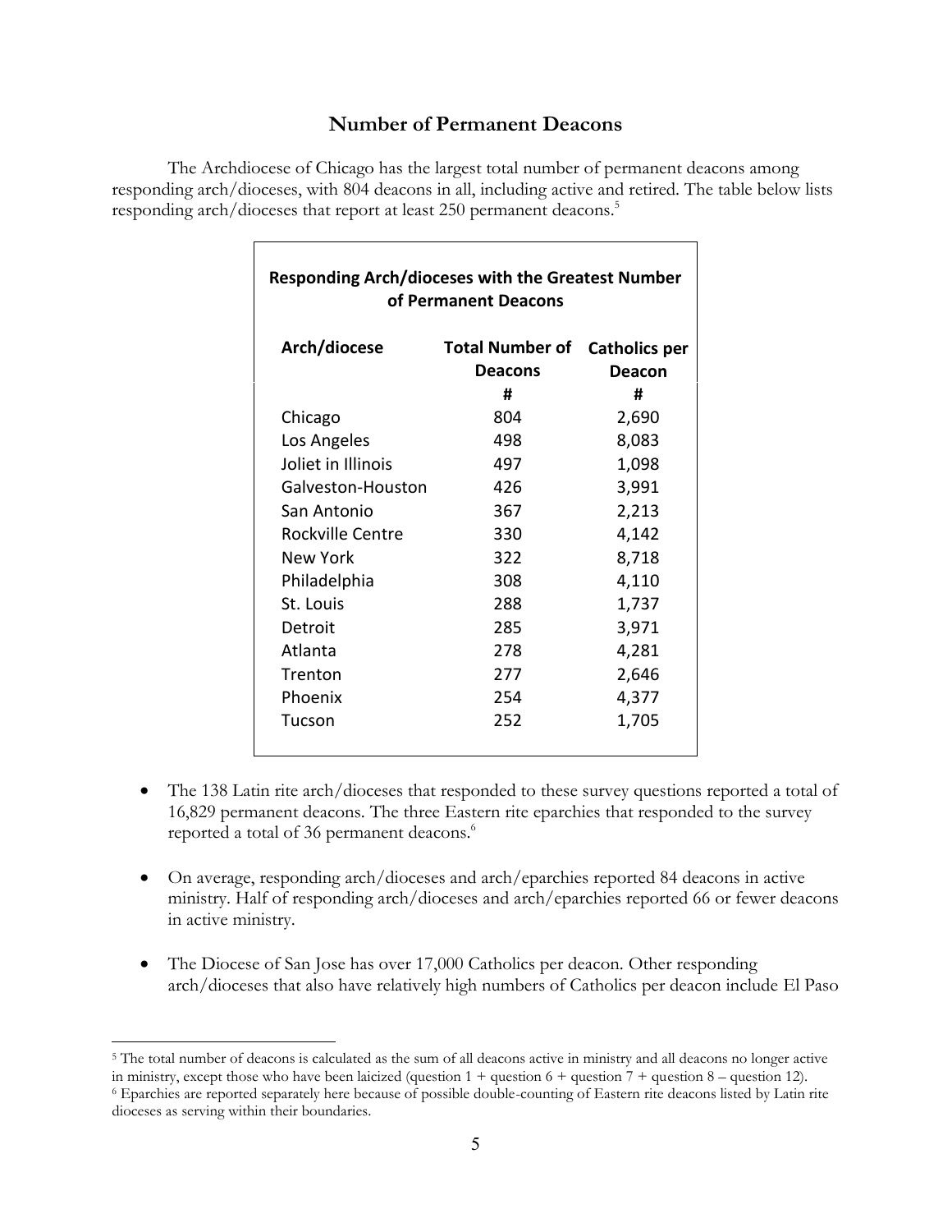## Number of Permanent Deacons

The Archdiocese of Chicago has the largest total number of permanent deacons among responding arch/dioceses, with 804 deacons in all, including active and retired. The table below lists responding arch/dioceses that report at least 250 permanent deacons.[5]

**Responding Arch/dioceses with the Greatest Number of Permanent Deacons**

| Arch/diocese | Total Number of Deacons | Catholics per Deacon |
|---|---|---|
| | # | # |
| Chicago | 804 | 2,690 |
| Los Angeles | 498 | 8,083 |
| Joliet in Illinois | 497 | 1,098 |
| Galveston-Houston | 426 | 3,991 |
| San Antonio | 367 | 2,213 |
| Rockville Centre | 330 | 4,142 |
| New York | 322 | 8,718 |
| Philadelphia | 308 | 4,110 |
| St. Louis | 288 | 1,737 |
| Detroit | 285 | 3,971 |
| Atlanta | 278 | 4,281 |
| Trenton | 277 | 2,646 |
| Phoenix | 254 | 4,377 |
| Tucson | 252 | 1,705 |

- The 138 Latin rite arch/dioceses that responded to these survey questions reported a total of 16,829 permanent deacons. The three Eastern rite eparchies that responded to the survey reported a total of 36 permanent deacons.[6]
- On average, responding arch/dioceses and arch/eparchies reported 84 deacons in active ministry. Half of responding arch/dioceses and arch/eparchies reported 66 or fewer deacons in active ministry.
- The Diocese of San Jose has over 17,000 Catholics per deacon. Other responding arch/dioceses that also have relatively high numbers of Catholics per deacon include El Paso

[5] The total number of deacons is calculated as the sum of all deacons active in ministry and all deacons no longer active in ministry, except those who have been laicized (question 1 + question 6 + question 7 + question 8 – question 12).

[6] Eparchies are reported separately here because of possible double-counting of Eastern rite deacons listed by Latin rite dioceses as serving within their boundaries.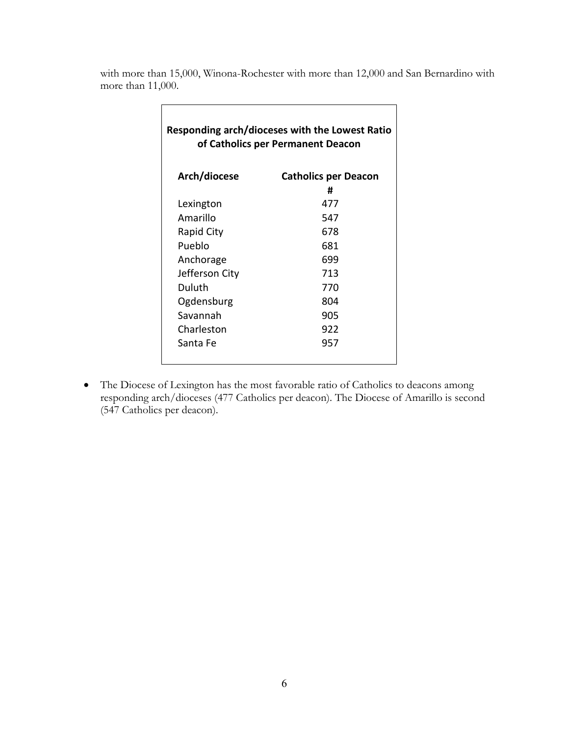with more than 15,000, Winona-Rochester with more than 12,000 and San Bernardino with more than 11,000.

**Responding arch/dioceses with the Lowest Ratio of Catholics per Permanent Deacon**

| Arch/diocese | Catholics per Deacon # |
|---|---|
| Lexington | 477 |
| Amarillo | 547 |
| Rapid City | 678 |
| Pueblo | 681 |
| Anchorage | 699 |
| Jefferson City | 713 |
| Duluth | 770 |
| Ogdensburg | 804 |
| Savannah | 905 |
| Charleston | 922 |
| Santa Fe | 957 |

- The Diocese of Lexington has the most favorable ratio of Catholics to deacons among responding arch/dioceses (477 Catholics per deacon). The Diocese of Amarillo is second (547 Catholics per deacon).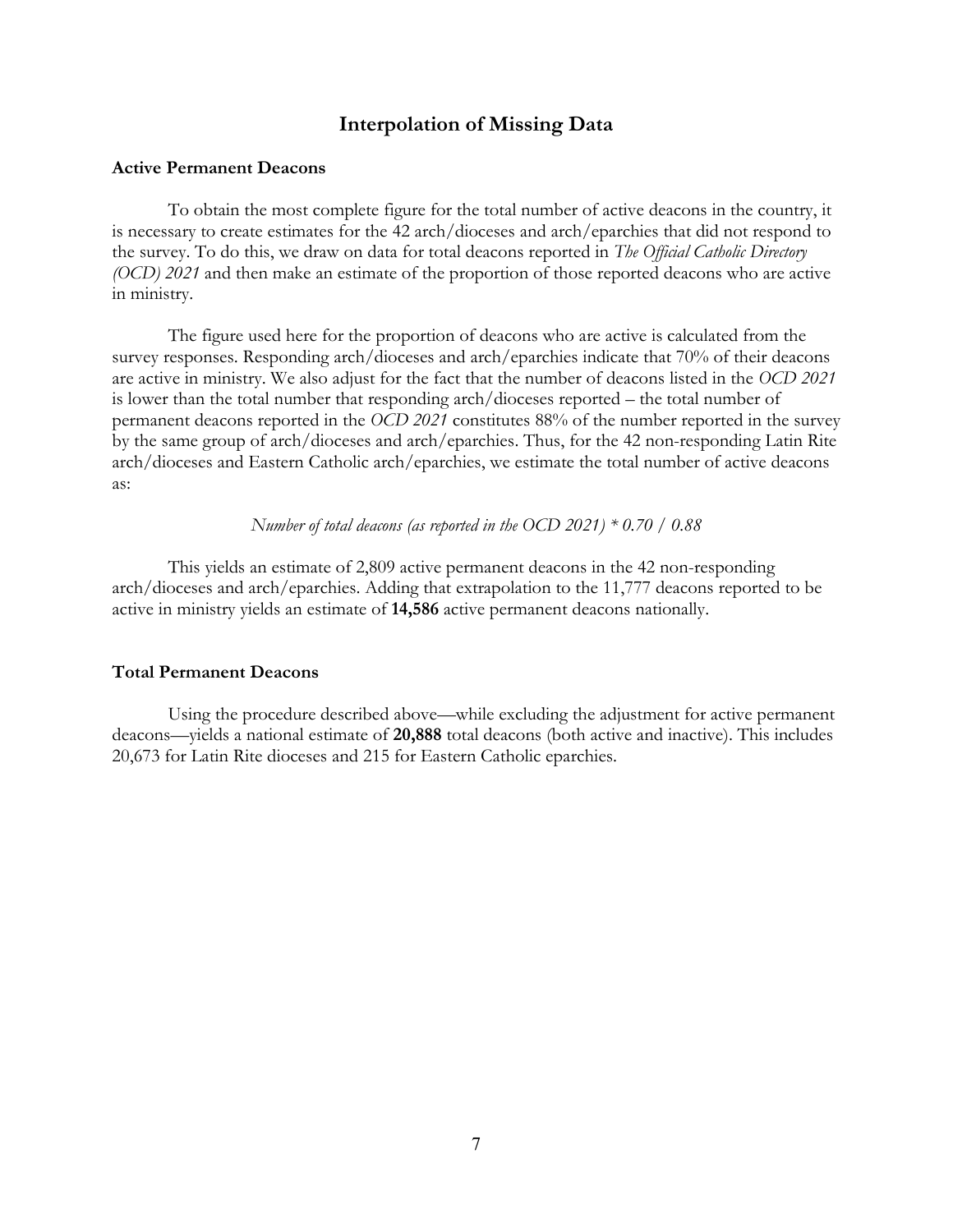## Interpolation of Missing Data

### Active Permanent Deacons

To obtain the most complete figure for the total number of active deacons in the country, it is necessary to create estimates for the 42 arch/dioceses and arch/eparchies that did not respond to the survey. To do this, we draw on data for total deacons reported in *The Official Catholic Directory (OCD) 2021* and then make an estimate of the proportion of those reported deacons who are active in ministry.

The figure used here for the proportion of deacons who are active is calculated from the survey responses. Responding arch/dioceses and arch/eparchies indicate that 70% of their deacons are active in ministry. We also adjust for the fact that the number of deacons listed in the *OCD 2021* is lower than the total number that responding arch/dioceses reported – the total number of permanent deacons reported in the *OCD 2021* constitutes 88% of the number reported in the survey by the same group of arch/dioceses and arch/eparchies. Thus, for the 42 non-responding Latin Rite arch/dioceses and Eastern Catholic arch/eparchies, we estimate the total number of active deacons as:

*Number of total deacons (as reported in the OCD 2021) * 0.70 / 0.88*

This yields an estimate of 2,809 active permanent deacons in the 42 non-responding arch/dioceses and arch/eparchies. Adding that extrapolation to the 11,777 deacons reported to be active in ministry yields an estimate of **14,586** active permanent deacons nationally.

### Total Permanent Deacons

Using the procedure described above—while excluding the adjustment for active permanent deacons—yields a national estimate of **20,888** total deacons (both active and inactive). This includes 20,673 for Latin Rite dioceses and 215 for Eastern Catholic eparchies.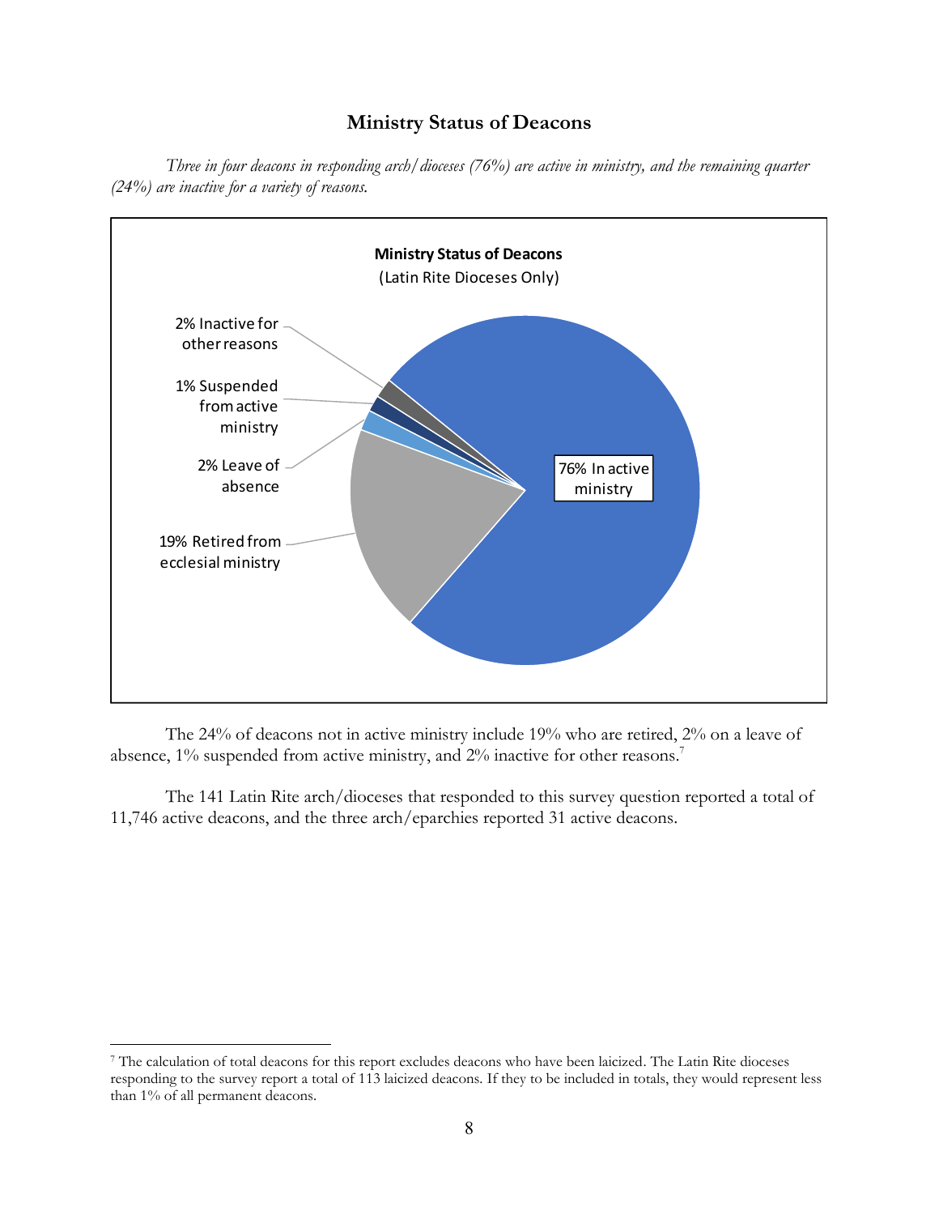## Ministry Status of Deacons

*Three in four deacons in responding arch/dioceses (76%) are active in ministry, and the remaining quarter (24%) are inactive for a variety of reasons.*

**Ministry Status of Deacons**
(Latin Rite Dioceses Only)

2% Inactive for other reasons
1% Suspended from active ministry
2% Leave of absence
19% Retired from ecclesial ministry
76% In active ministry

The 24% of deacons not in active ministry include 19% who are retired, 2% on a leave of absence, 1% suspended from active ministry, and 2% inactive for other reasons.[7]

The 141 Latin Rite arch/dioceses that responded to this survey question reported a total of 11,746 active deacons, and the three arch/eparchies reported 31 active deacons.

---

[7] The calculation of total deacons for this report excludes deacons who have been laicized. The Latin Rite dioceses responding to the survey report a total of 113 laicized deacons. If they to be included in totals, they would represent less than 1% of all permanent deacons.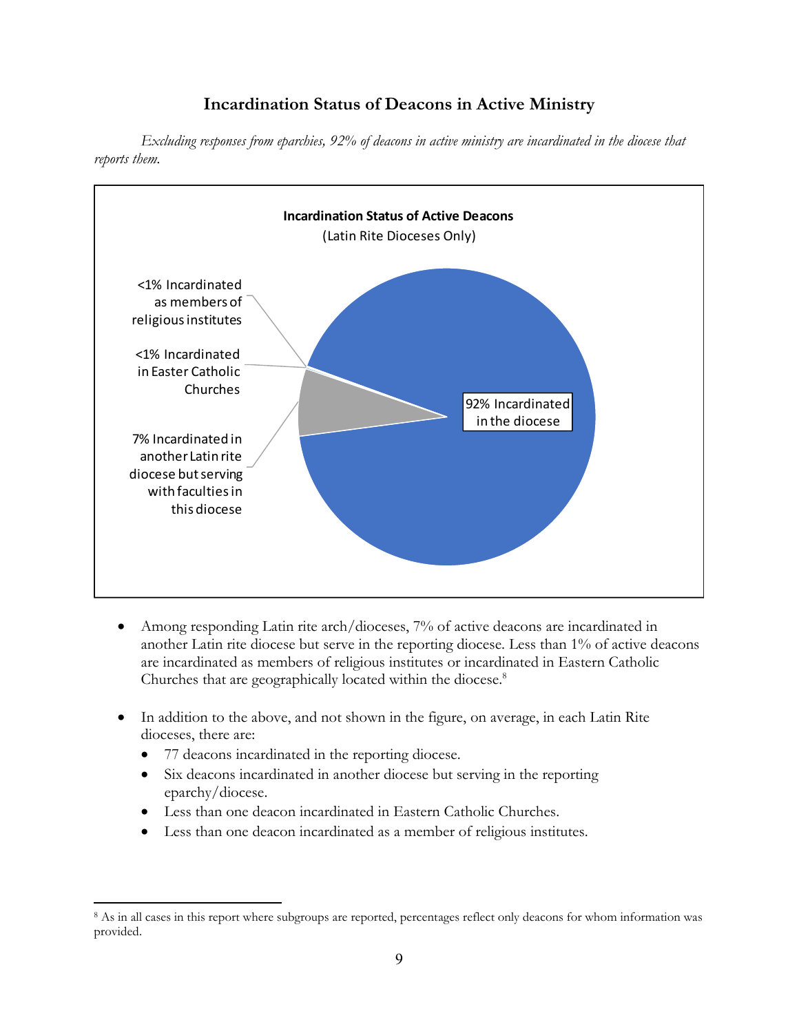## Incardination Status of Deacons in Active Ministry

*Excluding responses from eparchies, 92% of deacons in active ministry are incardinated in the diocese that reports them.*

**Incardination Status of Active Deacons**
(Latin Rite Dioceses Only)

<1% Incardinated as members of religious institutes

<1% Incardinated in Easter Catholic Churches

7% Incardinated in another Latin rite diocese but serving with faculties in this diocese

92% Incardinated in the diocese

- Among responding Latin rite arch/dioceses, 7% of active deacons are incardinated in another Latin rite diocese but serve in the reporting diocese. Less than 1% of active deacons are incardinated as members of religious institutes or incardinated in Eastern Catholic Churches that are geographically located within the diocese.[8]

- In addition to the above, and not shown in the figure, on average, in each Latin Rite dioceses, there are:
  - 77 deacons incardinated in the reporting diocese.
  - Six deacons incardinated in another diocese but serving in the reporting eparchy/diocese.
  - Less than one deacon incardinated in Eastern Catholic Churches.
  - Less than one deacon incardinated as a member of religious institutes.

[8] As in all cases in this report where subgroups are reported, percentages reflect only deacons for whom information was provided.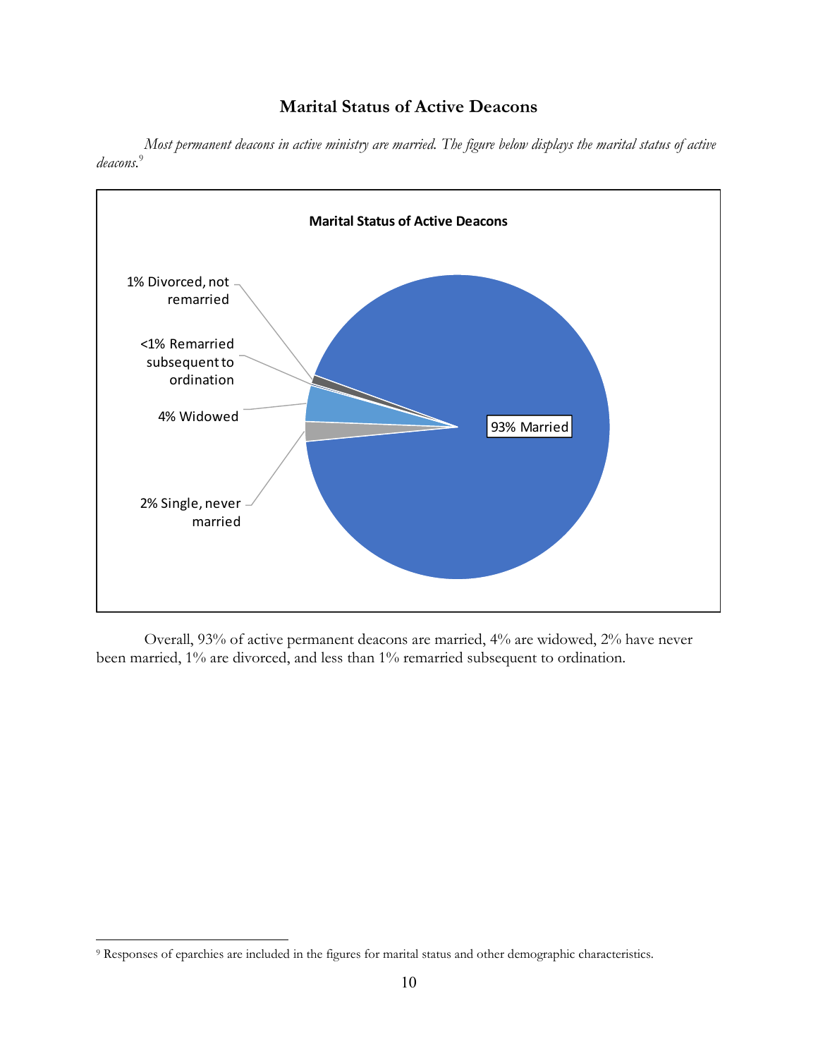## Marital Status of Active Deacons

*Most permanent deacons in active ministry are married. The figure below displays the marital status of active deacons.*[9]

Marital Status of Active Deacons

1% Divorced, not remarried

<1% Remarried subsequent to ordination

4% Widowed

2% Single, never married

93% Married

Overall, 93% of active permanent deacons are married, 4% are widowed, 2% have never been married, 1% are divorced, and less than 1% remarried subsequent to ordination.

[9] Responses of eparchies are included in the figures for marital status and other demographic characteristics.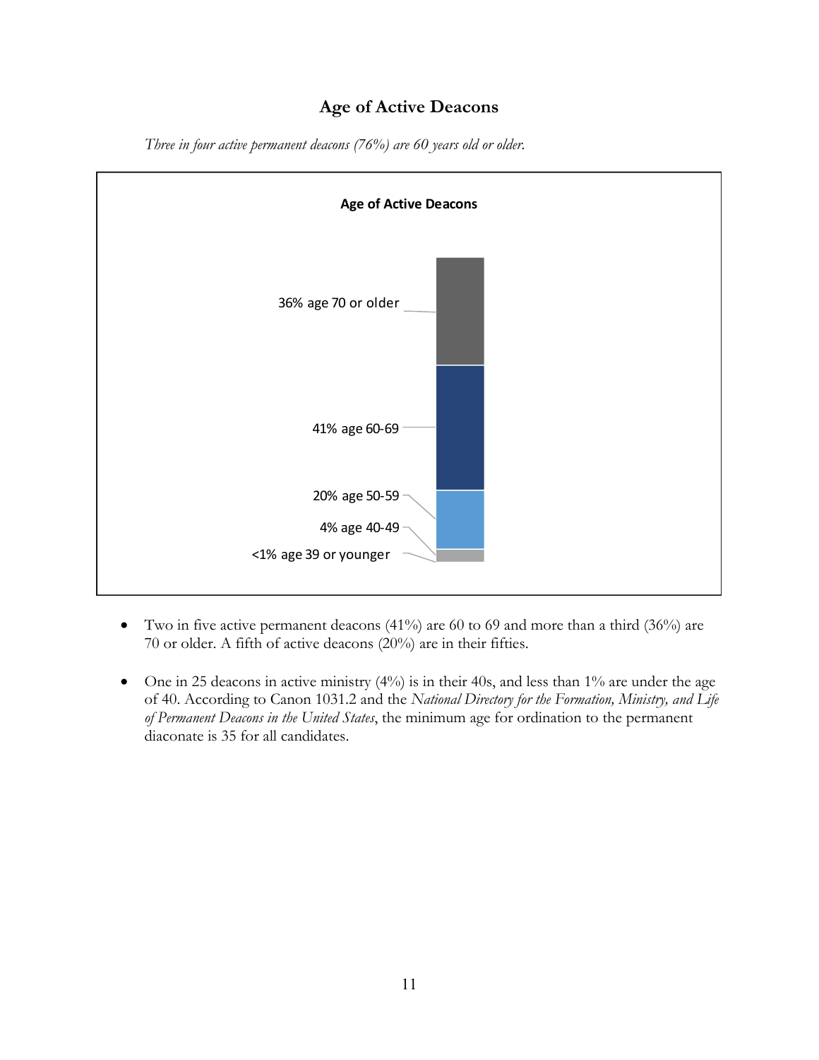## Age of Active Deacons

*Three in four active permanent deacons (76%) are 60 years old or older.*

Age of Active Deacons

36% age 70 or older

41% age 60-69

20% age 50-59

4% age 40-49

<1% age 39 or younger

- Two in five active permanent deacons (41%) are 60 to 69 and more than a third (36%) are 70 or older. A fifth of active deacons (20%) are in their fifties.

- One in 25 deacons in active ministry (4%) is in their 40s, and less than 1% are under the age of 40. According to Canon 1031.2 and the *National Directory for the Formation, Ministry, and Life of Permanent Deacons in the United States*, the minimum age for ordination to the permanent diaconate is 35 for all candidates.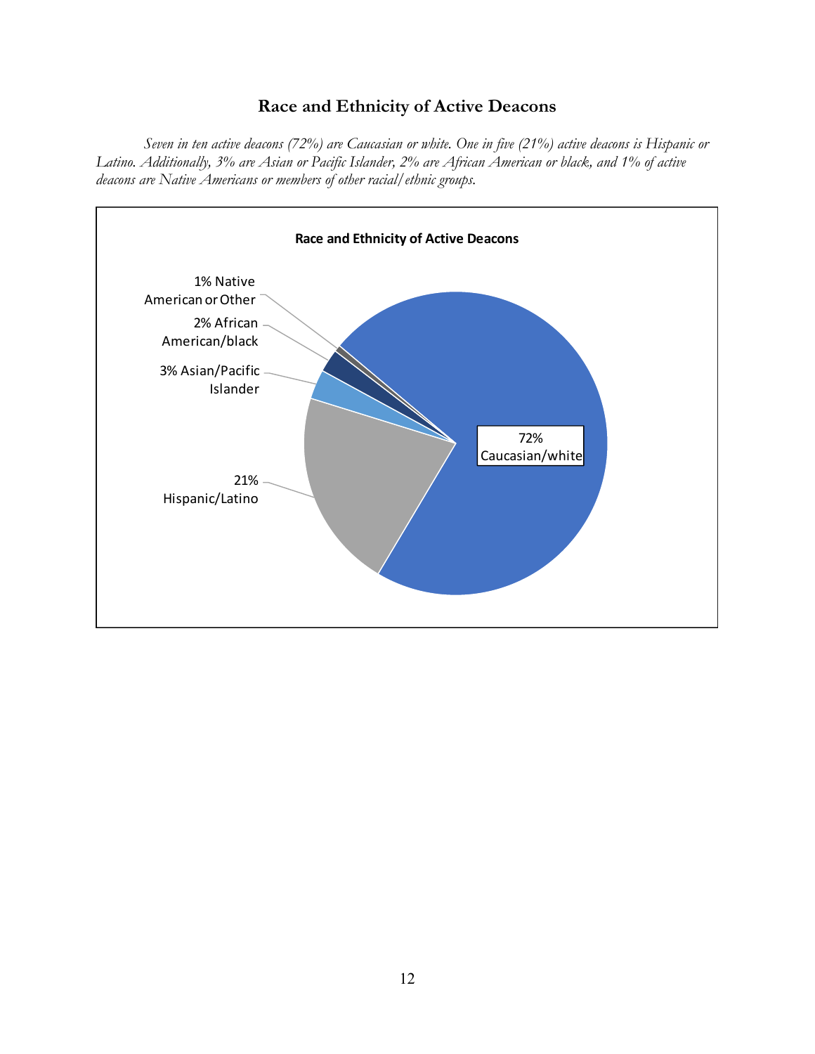### Race and Ethnicity of Active Deacons

*Seven in ten active deacons (72%) are Caucasian or white. One in five (21%) active deacons is Hispanic or Latino. Additionally, 3% are Asian or Pacific Islander, 2% are African American or black, and 1% of active deacons are Native Americans or members of other racial/ethnic groups.*

**Race and Ethnicity of Active Deacons**

| Race/Ethnicity | Percentage |
|---|---|
| Caucasian/white | 72% |
| Hispanic/Latino | 21% |
| Asian/Pacific Islander | 3% |
| African American/black | 2% |
| Native American or Other | 1% |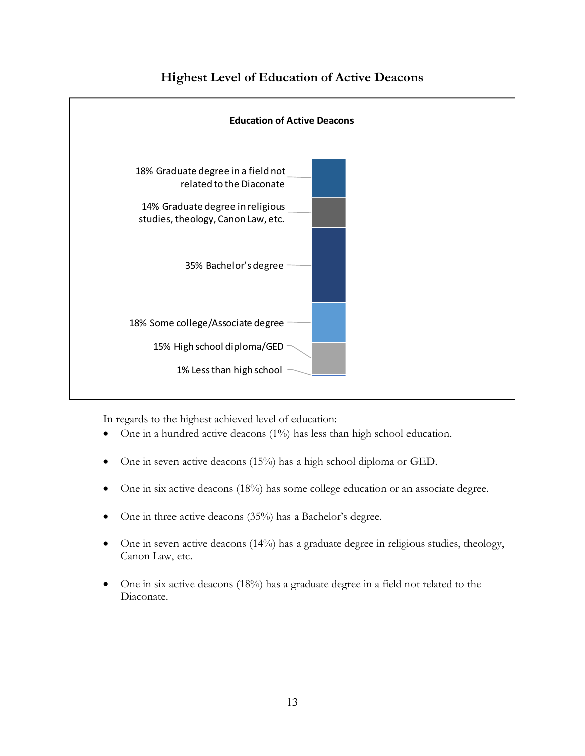## Highest Level of Education of Active Deacons

**Education of Active Deacons**

18% Graduate degree in a field not related to the Diaconate

14% Graduate degree in religious studies, theology, Canon Law, etc.

35% Bachelor's degree

18% Some college/Associate degree

15% High school diploma/GED

1% Less than high school

In regards to the highest achieved level of education:

- One in a hundred active deacons (1%) has less than high school education.
- One in seven active deacons (15%) has a high school diploma or GED.
- One in six active deacons (18%) has some college education or an associate degree.
- One in three active deacons (35%) has a Bachelor's degree.
- One in seven active deacons (14%) has a graduate degree in religious studies, theology, Canon Law, etc.
- One in six active deacons (18%) has a graduate degree in a field not related to the Diaconate.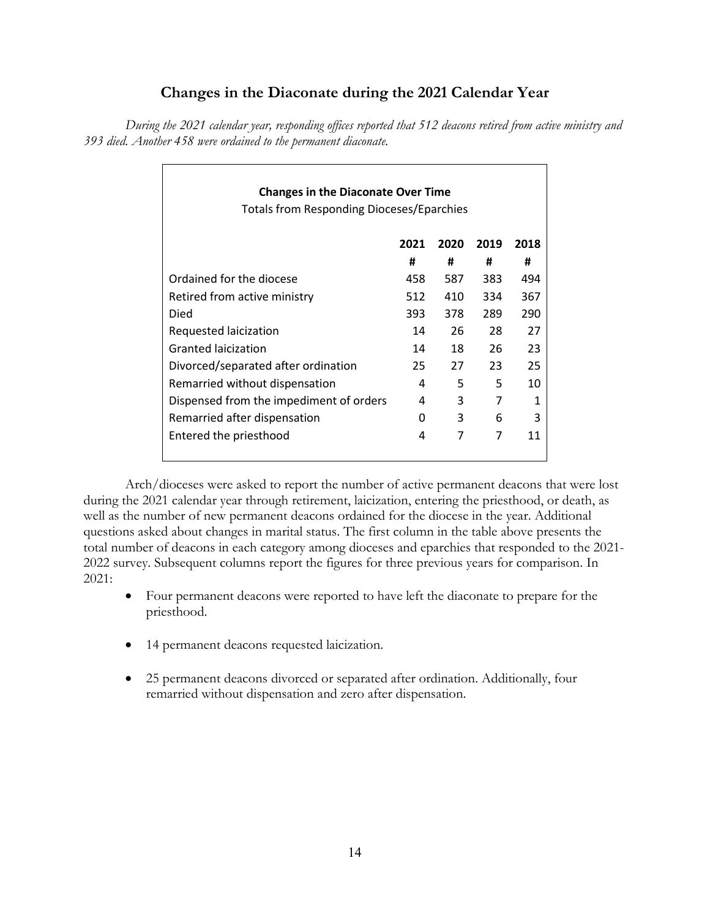## Changes in the Diaconate during the 2021 Calendar Year

*During the 2021 calendar year, responding offices reported that 512 deacons retired from active ministry and 393 died. Another 458 were ordained to the permanent diaconate.*

**Changes in the Diaconate Over Time**

Totals from Responding Dioceses/Eparchies

| | 2021 | 2020 | 2019 | 2018 |
|---|---|---|---|---|
| | # | # | # | # |
| Ordained for the diocese | 458 | 587 | 383 | 494 |
| Retired from active ministry | 512 | 410 | 334 | 367 |
| Died | 393 | 378 | 289 | 290 |
| Requested laicization | 14 | 26 | 28 | 27 |
| Granted laicization | 14 | 18 | 26 | 23 |
| Divorced/separated after ordination | 25 | 27 | 23 | 25 |
| Remarried without dispensation | 4 | 5 | 5 | 10 |
| Dispensed from the impediment of orders | 4 | 3 | 7 | 1 |
| Remarried after dispensation | 0 | 3 | 6 | 3 |
| Entered the priesthood | 4 | 7 | 7 | 11 |

Arch/dioceses were asked to report the number of active permanent deacons that were lost during the 2021 calendar year through retirement, laicization, entering the priesthood, or death, as well as the number of new permanent deacons ordained for the diocese in the year. Additional questions asked about changes in marital status. The first column in the table above presents the total number of deacons in each category among dioceses and eparchies that responded to the 2021-2022 survey. Subsequent columns report the figures for three previous years for comparison. In 2021:

- Four permanent deacons were reported to have left the diaconate to prepare for the priesthood.
- 14 permanent deacons requested laicization.
- 25 permanent deacons divorced or separated after ordination. Additionally, four remarried without dispensation and zero after dispensation.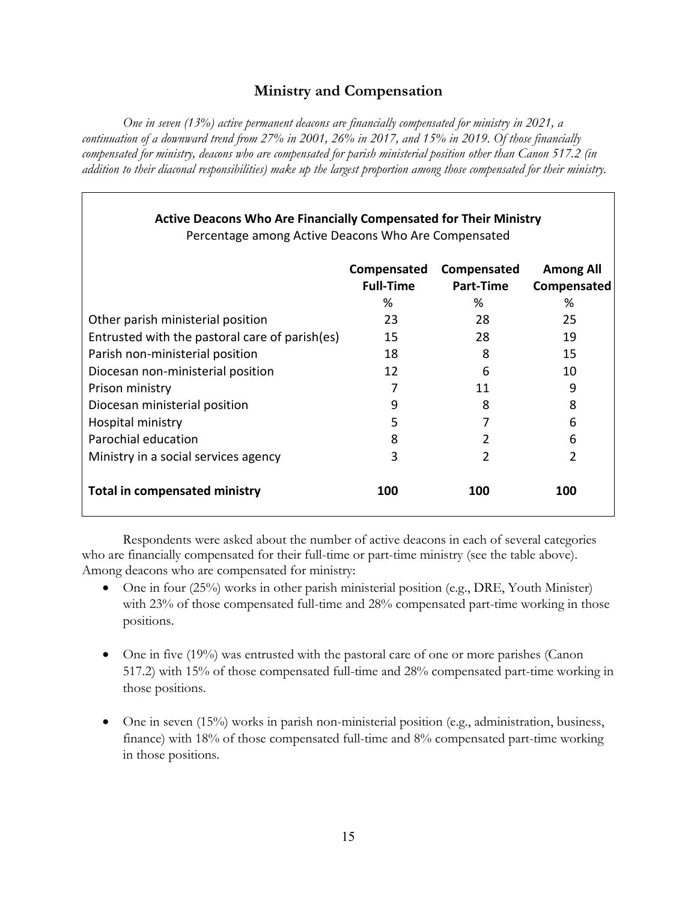## Ministry and Compensation

*One in seven (13%) active permanent deacons are financially compensated for ministry in 2021, a continuation of a downward trend from 27% in 2001, 26% in 2017, and 15% in 2019. Of those financially compensated for ministry, deacons who are compensated for parish ministerial position other than Canon 517.2 (in addition to their diaconal responsibilities) make up the largest proportion among those compensated for their ministry.*

**Active Deacons Who Are Financially Compensated for Their Ministry**
Percentage among Active Deacons Who Are Compensated

| | Compensated Full-Time | Compensated Part-Time | Among All Compensated |
|---|---|---|---|
| | % | % | % |
| Other parish ministerial position | 23 | 28 | 25 |
| Entrusted with the pastoral care of parish(es) | 15 | 28 | 19 |
| Parish non-ministerial position | 18 | 8 | 15 |
| Diocesan non-ministerial position | 12 | 6 | 10 |
| Prison ministry | 7 | 11 | 9 |
| Diocesan ministerial position | 9 | 8 | 8 |
| Hospital ministry | 5 | 7 | 6 |
| Parochial education | 8 | 2 | 6 |
| Ministry in a social services agency | 3 | 2 | 2 |
| **Total in compensated ministry** | **100** | **100** | **100** |

Respondents were asked about the number of active deacons in each of several categories who are financially compensated for their full-time or part-time ministry (see the table above). Among deacons who are compensated for ministry:

- One in four (25%) works in other parish ministerial position (e.g., DRE, Youth Minister) with 23% of those compensated full-time and 28% compensated part-time working in those positions.

- One in five (19%) was entrusted with the pastoral care of one or more parishes (Canon 517.2) with 15% of those compensated full-time and 28% compensated part-time working in those positions.

- One in seven (15%) works in parish non-ministerial position (e.g., administration, business, finance) with 18% of those compensated full-time and 8% compensated part-time working in those positions.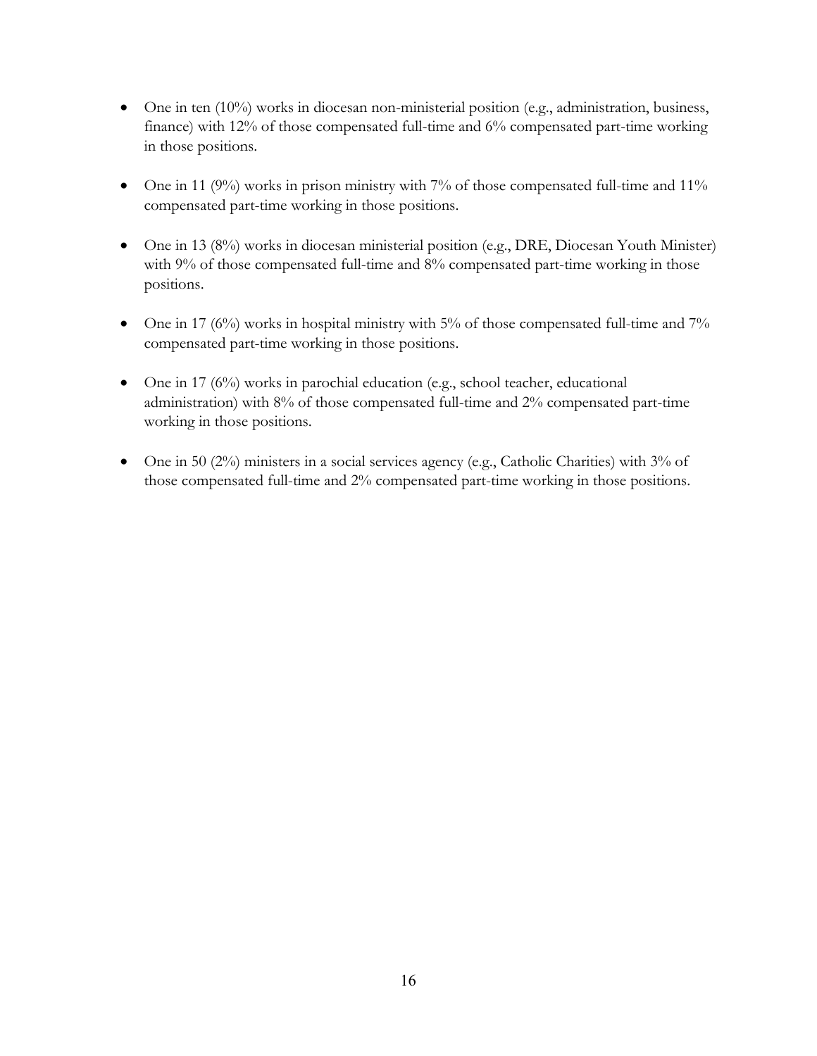- One in ten (10%) works in diocesan non-ministerial position (e.g., administration, business, finance) with 12% of those compensated full-time and 6% compensated part-time working in those positions.

- One in 11 (9%) works in prison ministry with 7% of those compensated full-time and 11% compensated part-time working in those positions.

- One in 13 (8%) works in diocesan ministerial position (e.g., DRE, Diocesan Youth Minister) with 9% of those compensated full-time and 8% compensated part-time working in those positions.

- One in 17 (6%) works in hospital ministry with 5% of those compensated full-time and 7% compensated part-time working in those positions.

- One in 17 (6%) works in parochial education (e.g., school teacher, educational administration) with 8% of those compensated full-time and 2% compensated part-time working in those positions.

- One in 50 (2%) ministers in a social services agency (e.g., Catholic Charities) with 3% of those compensated full-time and 2% compensated part-time working in those positions.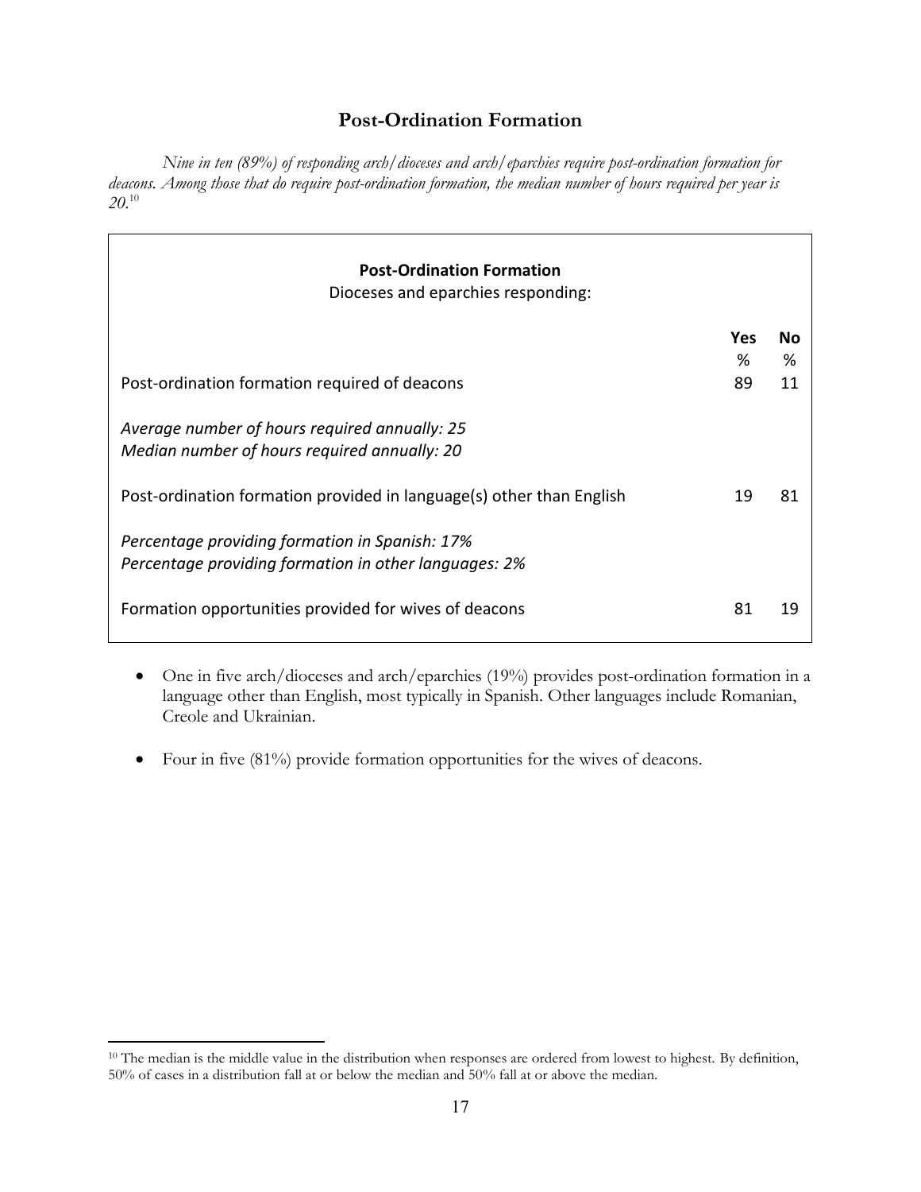## Post-Ordination Formation

*Nine in ten (89%) of responding arch/dioceses and arch/eparchies require post-ordination formation for deacons. Among those that do require post-ordination formation, the median number of hours required per year is 20.*[10]

**Post-Ordination Formation**
Dioceses and eparchies responding:

| | Yes % | No % |
|---|---|---|
| Post-ordination formation required of deacons | 89 | 11 |
| *Average number of hours required annually: 25* | | |
| *Median number of hours required annually: 20* | | |
| Post-ordination formation provided in language(s) other than English | 19 | 81 |
| *Percentage providing formation in Spanish: 17%* | | |
| *Percentage providing formation in other languages: 2%* | | |
| Formation opportunities provided for wives of deacons | 81 | 19 |

- One in five arch/dioceses and arch/eparchies (19%) provides post-ordination formation in a language other than English, most typically in Spanish. Other languages include Romanian, Creole and Ukrainian.
- Four in five (81%) provide formation opportunities for the wives of deacons.

[10] The median is the middle value in the distribution when responses are ordered from lowest to highest. By definition, 50% of cases in a distribution fall at or below the median and 50% fall at or above the median.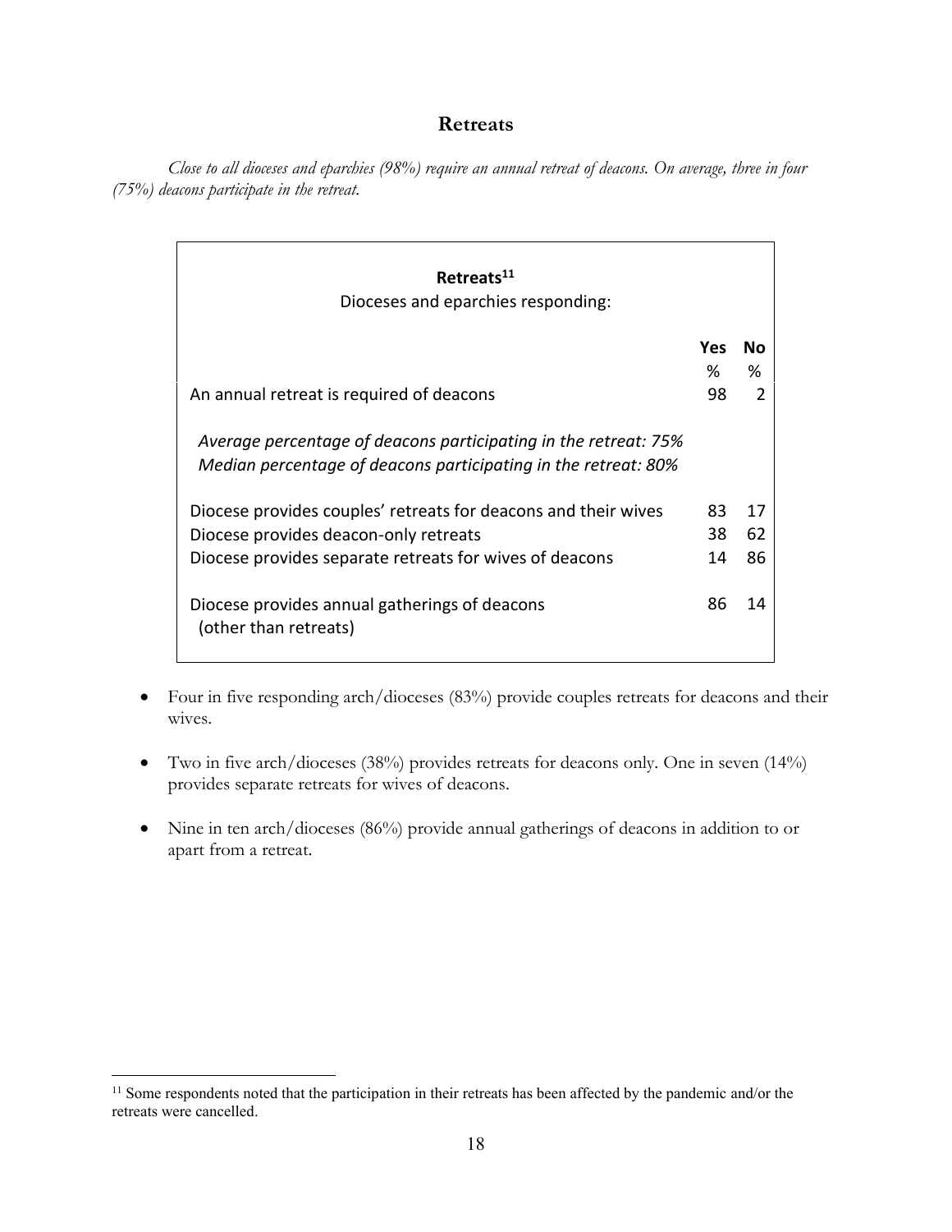## Retreats

*Close to all dioceses and eparchies (98%) require an annual retreat of deacons. On average, three in four (75%) deacons participate in the retreat.*

**Retreats**[11]
Dioceses and eparchies responding:

| | Yes % | No % |
|---|---|---|
| An annual retreat is required of deacons | 98 | 2 |
| *Average percentage of deacons participating in the retreat: 75%* | | |
| *Median percentage of deacons participating in the retreat: 80%* | | |
| Diocese provides couples' retreats for deacons and their wives | 83 | 17 |
| Diocese provides deacon-only retreats | 38 | 62 |
| Diocese provides separate retreats for wives of deacons | 14 | 86 |
| Diocese provides annual gatherings of deacons (other than retreats) | 86 | 14 |

- Four in five responding arch/dioceses (83%) provide couples retreats for deacons and their wives.
- Two in five arch/dioceses (38%) provides retreats for deacons only. One in seven (14%) provides separate retreats for wives of deacons.
- Nine in ten arch/dioceses (86%) provide annual gatherings of deacons in addition to or apart from a retreat.

[11] Some respondents noted that the participation in their retreats has been affected by the pandemic and/or the retreats were cancelled.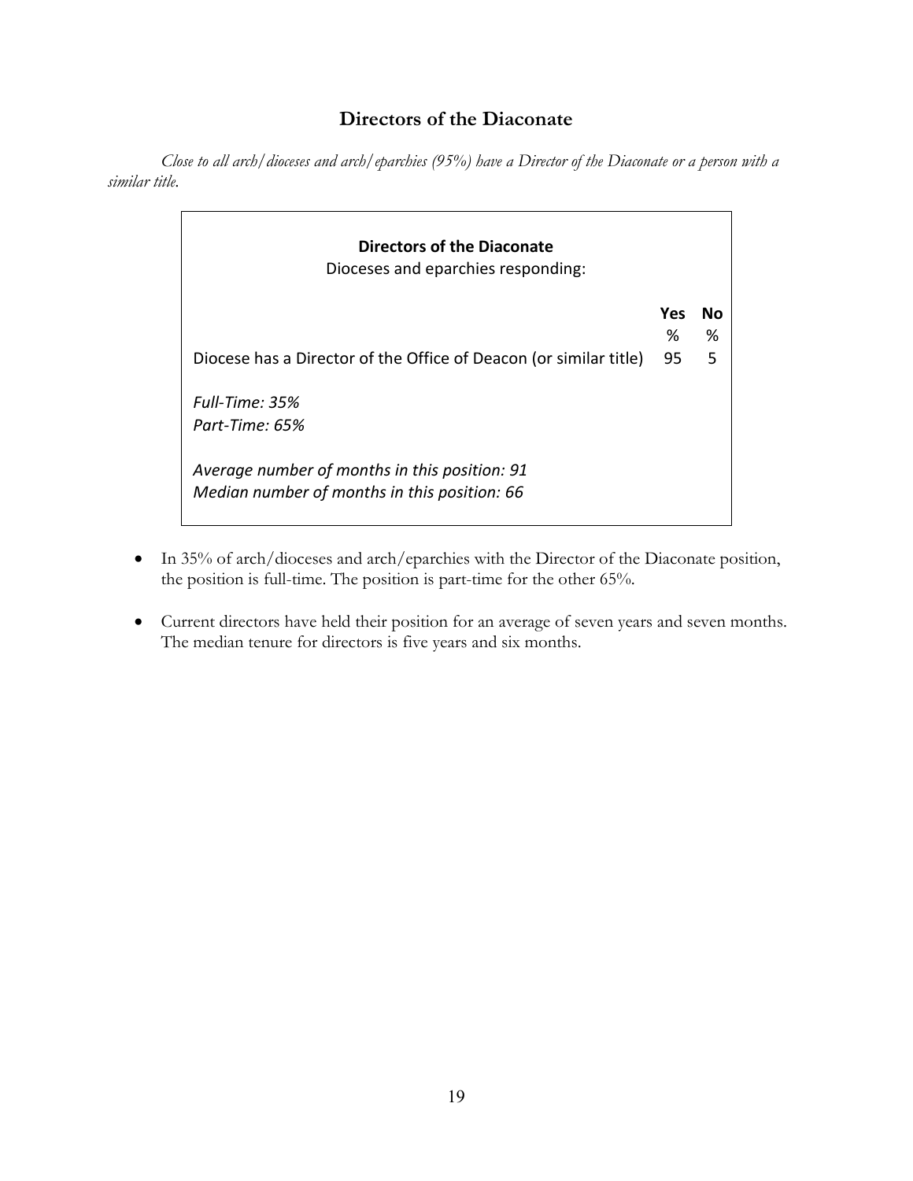## Directors of the Diaconate

*Close to all arch/dioceses and arch/eparchies (95%) have a Director of the Diaconate or a person with a similar title.*

**Directors of the Diaconate**
Dioceses and eparchies responding:

| | **Yes** | **No** |
|---|---|---|
| | % | % |
| Diocese has a Director of the Office of Deacon (or similar title) | 95 | 5 |

*Full-Time: 35%*
*Part-Time: 65%*

*Average number of months in this position: 91*
*Median number of months in this position: 66*

- In 35% of arch/dioceses and arch/eparchies with the Director of the Diaconate position, the position is full-time. The position is part-time for the other 65%.
- Current directors have held their position for an average of seven years and seven months. The median tenure for directors is five years and six months.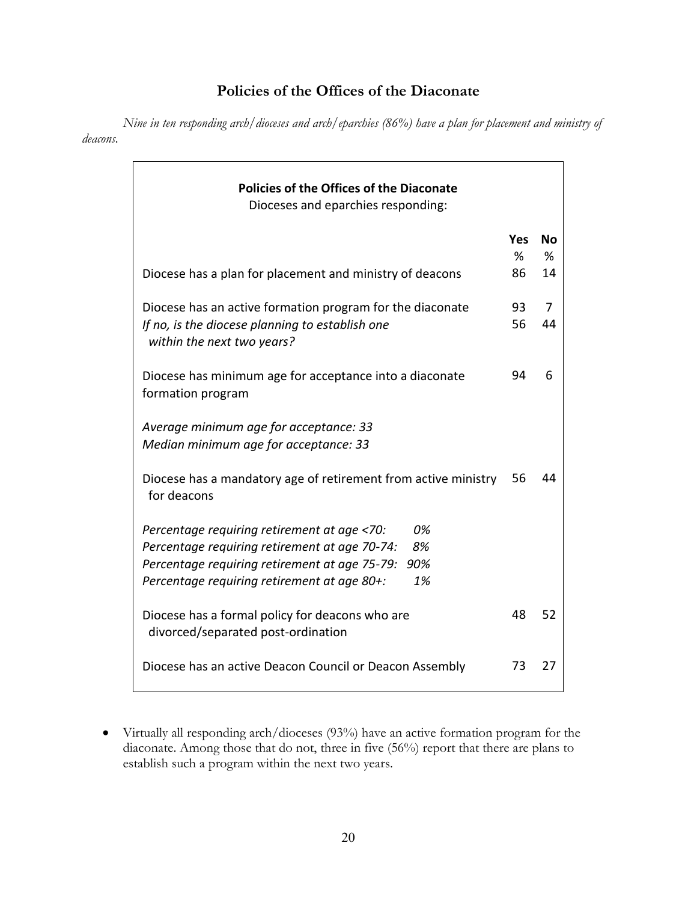## Policies of the Offices of the Diaconate

*Nine in ten responding arch/dioceses and arch/eparchies (86%) have a plan for placement and ministry of deacons.*

**Policies of the Offices of the Diaconate**
Dioceses and eparchies responding:

| | Yes % | No % |
|---|---|---|
| Diocese has a plan for placement and ministry of deacons | 86 | 14 |
| Diocese has an active formation program for the diaconate | 93 | 7 |
| *If no, is the diocese planning to establish one within the next two years?* | 56 | 44 |
| Diocese has minimum age for acceptance into a diaconate formation program | 94 | 6 |
| *Average minimum age for acceptance: 33* | | |
| *Median minimum age for acceptance: 33* | | |
| Diocese has a mandatory age of retirement from active ministry for deacons | 56 | 44 |
| *Percentage requiring retirement at age <70: 0%* | | |
| *Percentage requiring retirement at age 70-74: 8%* | | |
| *Percentage requiring retirement at age 75-79: 90%* | | |
| *Percentage requiring retirement at age 80+: 1%* | | |
| Diocese has a formal policy for deacons who are divorced/separated post-ordination | 48 | 52 |
| Diocese has an active Deacon Council or Deacon Assembly | 73 | 27 |

- Virtually all responding arch/dioceses (93%) have an active formation program for the diaconate. Among those that do not, three in five (56%) report that there are plans to establish such a program within the next two years.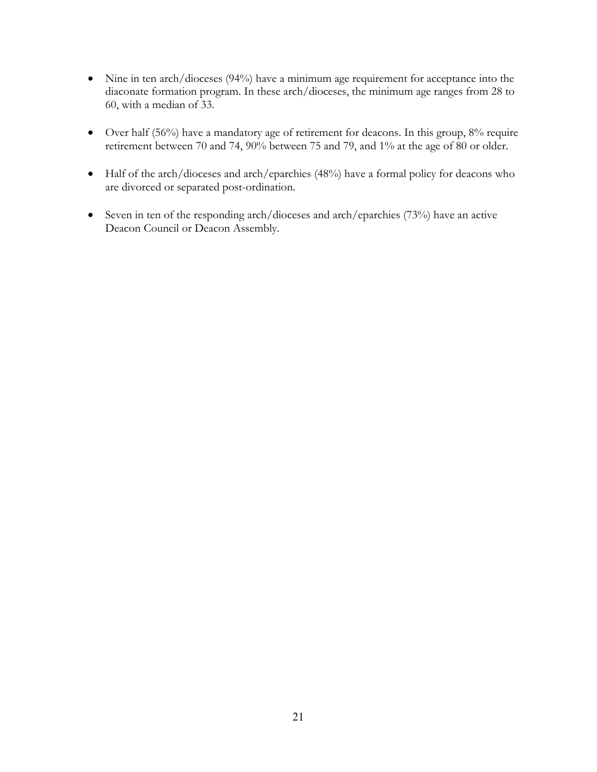- Nine in ten arch/dioceses (94%) have a minimum age requirement for acceptance into the diaconate formation program. In these arch/dioceses, the minimum age ranges from 28 to 60, with a median of 33.

- Over half (56%) have a mandatory age of retirement for deacons. In this group, 8% require retirement between 70 and 74, 90% between 75 and 79, and 1% at the age of 80 or older.

- Half of the arch/dioceses and arch/eparchies (48%) have a formal policy for deacons who are divorced or separated post-ordination.

- Seven in ten of the responding arch/dioceses and arch/eparchies (73%) have an active Deacon Council or Deacon Assembly.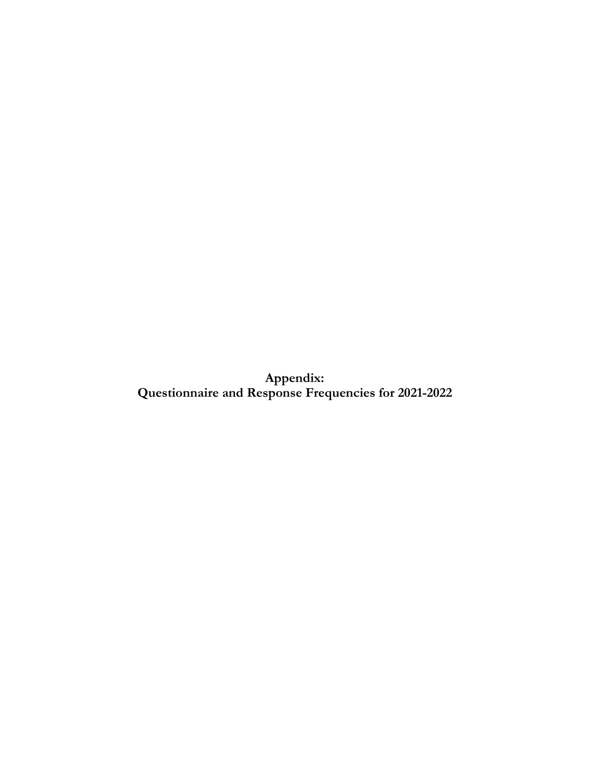# Appendix:
# Questionnaire and Response Frequencies for 2021-2022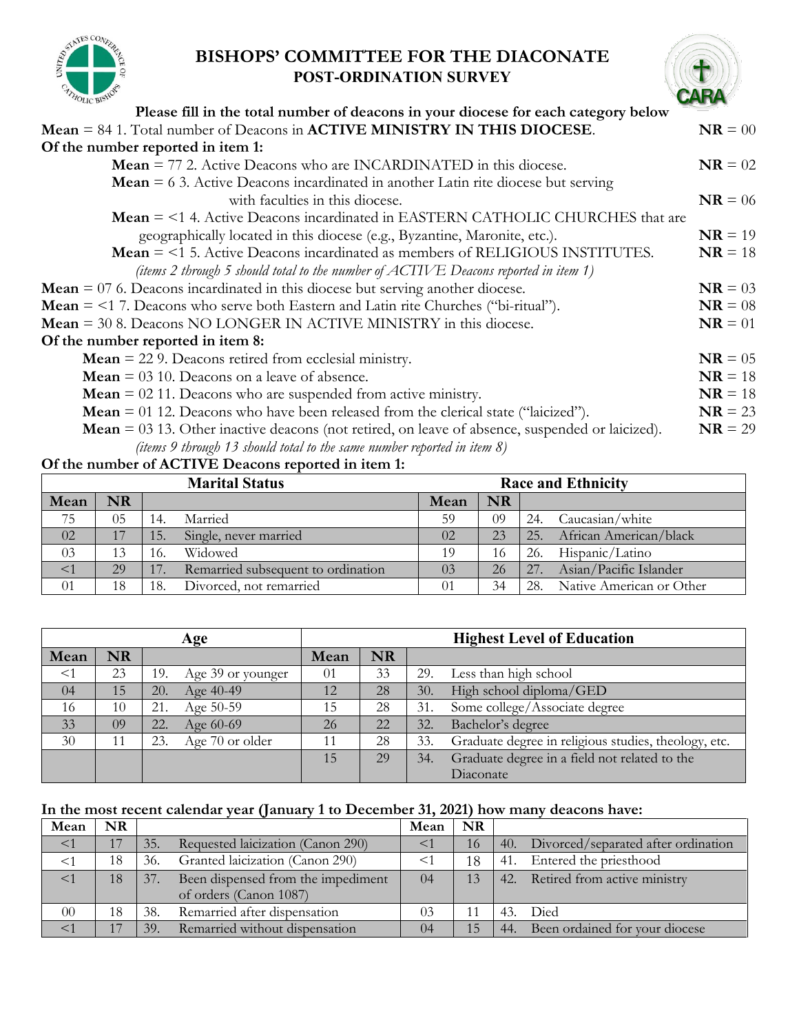# BISHOPS' COMMITTEE FOR THE DIACONATE

## POST-ORDINATION SURVEY

**Please fill in the total number of deacons in your diocese for each category below**

**Mean** = 84 1. Total number of Deacons in **ACTIVE MINISTRY IN THIS DIOCESE**. **NR** = 00

**Of the number reported in item 1:**

- **Mean** = 77 2. Active Deacons who are INCARDINATED in this diocese. **NR** = 02
- **Mean** = 6 3. Active Deacons incardinated in another Latin rite diocese but serving with faculties in this diocese. **NR** = 06
- **Mean** = <1 4. Active Deacons incardinated in EASTERN CATHOLIC CHURCHES that are geographically located in this diocese (e.g., Byzantine, Maronite, etc.). **NR** = 19
- **Mean** = <1 5. Active Deacons incardinated as members of RELIGIOUS INSTITUTES. **NR** = 18

*(items 2 through 5 should total to the number of ACTIVE Deacons reported in item 1)*

**Mean** = 07 6. Deacons incardinated in this diocese but serving another diocese. **NR** = 03

**Mean** = <1 7. Deacons who serve both Eastern and Latin rite Churches ("bi-ritual"). **NR** = 08

**Mean** = 30 8. Deacons NO LONGER IN ACTIVE MINISTRY in this diocese. **NR** = 01

**Of the number reported in item 8:**

- **Mean** = 22 9. Deacons retired from ecclesial ministry. **NR** = 05
- **Mean** = 03 10. Deacons on a leave of absence. **NR** = 18
- **Mean** = 02 11. Deacons who are suspended from active ministry. **NR** = 18
- **Mean** = 01 12. Deacons who have been released from the clerical state ("laicized"). **NR** = 23
- **Mean** = 03 13. Other inactive deacons (not retired, on leave of absence, suspended or laicized). **NR** = 29

*(items 9 through 13 should total to the same number reported in item 8)*

**Of the number of ACTIVE Deacons reported in item 1:**

| Marital Status | | | Race and Ethnicity | | |
|---|---|---|---|---|---|
| **Mean** | **NR** | | **Mean** | **NR** | |
| 75 | 05 | 14. Married | 59 | 09 | 24. Caucasian/white |
| 02 | 17 | 15. Single, never married | 02 | 23 | 25. African American/black |
| 03 | 13 | 16. Widowed | 19 | 16 | 26. Hispanic/Latino |
| <1 | 29 | 17. Remarried subsequent to ordination | 03 | 26 | 27. Asian/Pacific Islander |
| 01 | 18 | 18. Divorced, not remarried | 01 | 34 | 28. Native American or Other |

| Age | | | Highest Level of Education | | |
|---|---|---|---|---|---|
| **Mean** | **NR** | | **Mean** | **NR** | |
| <1 | 23 | 19. Age 39 or younger | 01 | 33 | 29. Less than high school |
| 04 | 15 | 20. Age 40-49 | 12 | 28 | 30. High school diploma/GED |
| 16 | 10 | 21. Age 50-59 | 15 | 28 | 31. Some college/Associate degree |
| 33 | 09 | 22. Age 60-69 | 26 | 22 | 32. Bachelor's degree |
| 30 | 11 | 23. Age 70 or older | 11 | 28 | 33. Graduate degree in religious studies, theology, etc. |
| | | | 15 | 29 | 34. Graduate degree in a field not related to the Diaconate |

**In the most recent calendar year (January 1 to December 31, 2021) how many deacons have:**

| Mean | NR | | Mean | NR | |
|---|---|---|---|---|---|
| <1 | 17 | 35. Requested laicization (Canon 290) | <1 | 16 | 40. Divorced/separated after ordination |
| <1 | 18 | 36. Granted laicization (Canon 290) | <1 | 18 | 41. Entered the priesthood |
| <1 | 18 | 37. Been dispensed from the impediment of orders (Canon 1087) | 04 | 13 | 42. Retired from active ministry |
| 00 | 18 | 38. Remarried after dispensation | 03 | 11 | 43. Died |
| <1 | 17 | 39. Remarried without dispensation | 04 | 15 | 44. Been ordained for your diocese |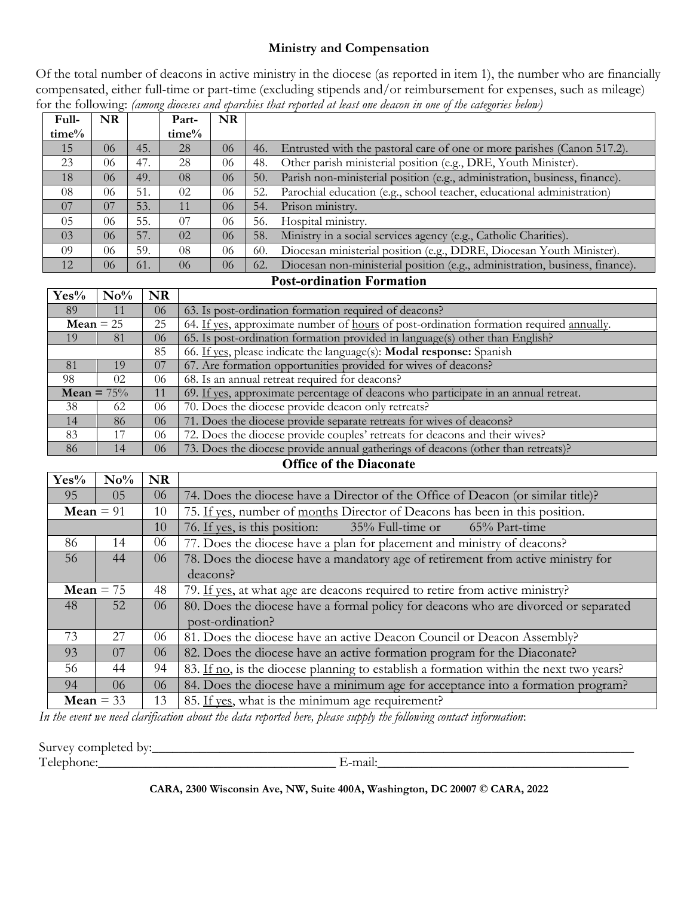### Ministry and Compensation

Of the total number of deacons in active ministry in the diocese (as reported in item 1), the number who are financially compensated, either full-time or part-time (excluding stipends and/or reimbursement for expenses, such as mileage) for the following: *(among dioceses and eparchies that reported at least one deacon in one of the categories below)*

| Full-time% | NR | | Part-time% | NR | |
|---|---|---|---|---|---|
| 15 | 06 | 45. | 28 | 06 | 46. Entrusted with the pastoral care of one or more parishes (Canon 517.2). |
| 23 | 06 | 47. | 28 | 06 | 48. Other parish ministerial position (e.g., DRE, Youth Minister). |
| 18 | 06 | 49. | 08 | 06 | 50. Parish non-ministerial position (e.g., administration, business, finance). |
| 08 | 06 | 51. | 02 | 06 | 52. Parochial education (e.g., school teacher, educational administration) |
| 07 | 07 | 53. | 11 | 06 | 54. Prison ministry. |
| 05 | 06 | 55. | 07 | 06 | 56. Hospital ministry. |
| 03 | 06 | 57. | 02 | 06 | 58. Ministry in a social services agency (e.g., Catholic Charities). |
| 09 | 06 | 59. | 08 | 06 | 60. Diocesan ministerial position (e.g., DDRE, Diocesan Youth Minister). |
| 12 | 06 | 61. | 06 | 06 | 62. Diocesan non-ministerial position (e.g., administration, business, finance). |

### Post-ordination Formation

| Yes% | No% | NR | |
|---|---|---|---|
| 89 | 11 | 06 | 63. Is post-ordination formation required of deacons? |
| **Mean** = 25 | | 25 | 64. If yes, approximate number of hours of post-ordination formation required annually. |
| 19 | 81 | 06 | 65. Is post-ordination formation provided in language(s) other than English? |
| | | 85 | 66. If yes, please indicate the language(s): **Modal response:** Spanish |
| 81 | 19 | 07 | 67. Are formation opportunities provided for wives of deacons? |
| 98 | 02 | 06 | 68. Is an annual retreat required for deacons? |
| **Mean =** 75% | | 11 | 69. If yes, approximate percentage of deacons who participate in an annual retreat. |
| 38 | 62 | 06 | 70. Does the diocese provide deacon only retreats? |
| 14 | 86 | 06 | 71. Does the diocese provide separate retreats for wives of deacons? |
| 83 | 17 | 06 | 72. Does the diocese provide couples' retreats for deacons and their wives? |
| 86 | 14 | 06 | 73. Does the diocese provide annual gatherings of deacons (other than retreats)? |

### Office of the Diaconate

| Yes% | No% | NR | |
|---|---|---|---|
| 95 | 05 | 06 | 74. Does the diocese have a Director of the Office of Deacon (or similar title)? |
| **Mean** = 91 | | 10 | 75. If yes, number of months Director of Deacons has been in this position. |
| | | 10 | 76. If yes, is this position: 35% Full-time or 65% Part-time |
| 86 | 14 | 06 | 77. Does the diocese have a plan for placement and ministry of deacons? |
| 56 | 44 | 06 | 78. Does the diocese have a mandatory age of retirement from active ministry for deacons? |
| **Mean** = 75 | | 48 | 79. If yes, at what age are deacons required to retire from active ministry? |
| 48 | 52 | 06 | 80. Does the diocese have a formal policy for deacons who are divorced or separated post-ordination? |
| 73 | 27 | 06 | 81. Does the diocese have an active Deacon Council or Deacon Assembly? |
| 93 | 07 | 06 | 82. Does the diocese have an active formation program for the Diaconate? |
| 56 | 44 | 94 | 83. If no, is the diocese planning to establish a formation within the next two years? |
| 94 | 06 | 06 | 84. Does the diocese have a minimum age for acceptance into a formation program? |
| **Mean** = 33 | | 13 | 85. If yes, what is the minimum age requirement? |

*In the event we need clarification about the data reported here, please supply the following contact information*:

Survey completed by:\_\_\_\_\_\_\_\_\_\_\_\_\_\_\_\_\_\_\_\_\_\_\_\_\_\_\_\_\_\_\_\_\_\_\_\_\_\_\_\_

Telephone:\_\_\_\_\_\_\_\_\_\_\_\_\_\_\_\_\_\_\_\_ E-mail:\_\_\_\_\_\_\_\_\_\_\_\_\_\_\_\_\_\_\_\_

**CARA, 2300 Wisconsin Ave, NW, Suite 400A, Washington, DC 20007 © CARA, 2022**